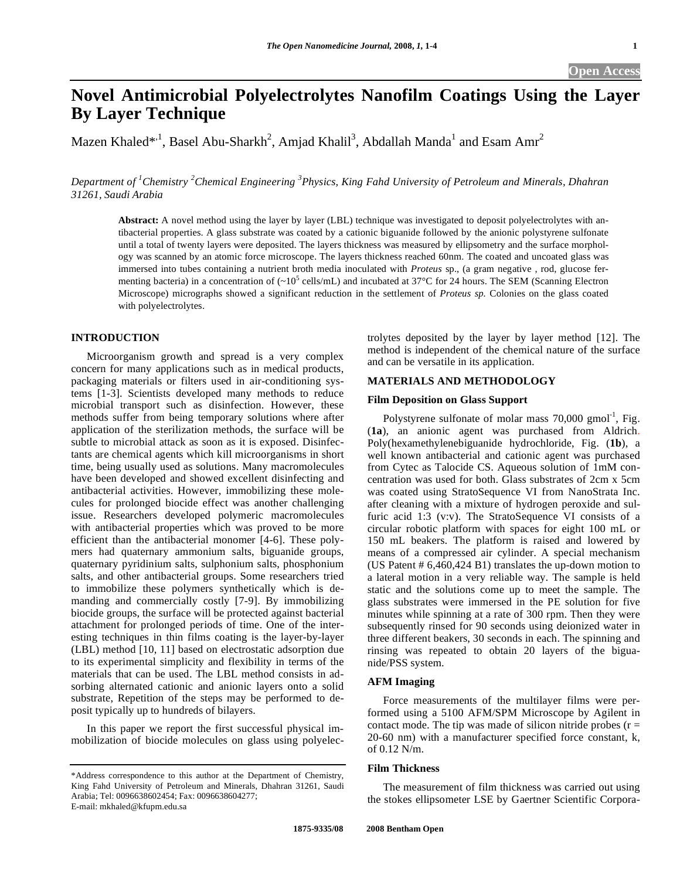# Novel Antimicrobial Polyelectrolytes Nanofilm Coatings Using the Layer By Layer Technique

Mazen Khaled*[,1], Basel Abu-Sharkh[2], Amjad Khalil[3], Abdallah Manda[1] and Esam Amr[2]

*Department of [1]Chemistry [2]Chemical Engineering [3]Physics, King Fahd University of Petroleum and Minerals, Dhahran 31261, Saudi Arabia*

**Abstract:** A novel method using the layer by layer (LBL) technique was investigated to deposit polyelectrolytes with antibacterial properties. A glass substrate was coated by a cationic biguanide followed by the anionic polystyrene sulfonate until a total of twenty layers were deposited. The layers thickness was measured by ellipsometry and the surface morphology was scanned by an atomic force microscope. The layers thickness reached 60nm. The coated and uncoated glass was immersed into tubes containing a nutrient broth media inoculated with *Proteus* sp., (a gram negative , rod, glucose fermenting bacteria) in a concentration of (~$10^5$ cells/mL) and incubated at 37°C for 24 hours. The SEM (Scanning Electron Microscope) micrographs showed a significant reduction in the settlement of *Proteus sp.* Colonies on the glass coated with polyelectrolytes.

## INTRODUCTION

Microorganism growth and spread is a very complex concern for many applications such as in medical products, packaging materials or filters used in air-conditioning systems [1-3]. Scientists developed many methods to reduce microbial transport such as disinfection. However, these methods suffer from being temporary solutions where after application of the sterilization methods, the surface will be subtle to microbial attack as soon as it is exposed. Disinfectants are chemical agents which kill microorganisms in short time, being usually used as solutions. Many macromolecules have been developed and showed excellent disinfecting and antibacterial activities. However, immobilizing these molecules for prolonged biocide effect was another challenging issue. Researchers developed polymeric macromolecules with antibacterial properties which was proved to be more efficient than the antibacterial monomer [4-6]. These polymers had quaternary ammonium salts, biguanide groups, quaternary pyridinium salts, sulphonium salts, phosphonium salts, and other antibacterial groups. Some researchers tried to immobilize these polymers synthetically which is demanding and commercially costly [7-9]. By immobilizing biocide groups, the surface will be protected against bacterial attachment for prolonged periods of time. One of the interesting techniques in thin films coating is the layer-by-layer (LBL) method [10, 11] based on electrostatic adsorption due to its experimental simplicity and flexibility in terms of the materials that can be used. The LBL method consists in adsorbing alternated cationic and anionic layers onto a solid substrate, Repetition of the steps may be performed to deposit typically up to hundreds of bilayers.

In this paper we report the first successful physical immobilization of biocide molecules on glass using polyelectrolytes deposited by the layer by layer method [12]. The method is independent of the chemical nature of the surface and can be versatile in its application.

## MATERIALS AND METHODOLOGY

### Film Deposition on Glass Support

Polystyrene sulfonate of molar mass 70,000 $gmol^{-1}$, Fig. (**1a**), an anionic agent was purchased from Aldrich. Poly(hexamethylenebiguanide hydrochloride, Fig. (**1b**), a well known antibacterial and cationic agent was purchased from Cytec as Talocide CS. Aqueous solution of 1mM concentration was used for both. Glass substrates of 2cm x 5cm was coated using StratoSequence VI from NanoStrata Inc. after cleaning with a mixture of hydrogen peroxide and sulfuric acid 1:3 (v:v). The StratoSequence VI consists of a circular robotic platform with spaces for eight 100 mL or 150 mL beakers. The platform is raised and lowered by means of a compressed air cylinder. A special mechanism (US Patent # 6,460,424 B1) translates the up-down motion to a lateral motion in a very reliable way. The sample is held static and the solutions come up to meet the sample. The glass substrates were immersed in the PE solution for five minutes while spinning at a rate of 300 rpm. Then they were subsequently rinsed for 90 seconds using deionized water in three different beakers, 30 seconds in each. The spinning and rinsing was repeated to obtain 20 layers of the biguanide/PSS system.

### AFM Imaging

Force measurements of the multilayer films were performed using a 5100 AFM/SPM Microscope by Agilent in contact mode. The tip was made of silicon nitride probes (r = 20-60 nm) with a manufacturer specified force constant, k, of 0.12 N/m.

### Film Thickness

The measurement of film thickness was carried out using the stokes ellipsometer LSE by Gaertner Scientific Corpora-

*Address correspondence to this author at the Department of Chemistry, King Fahd University of Petroleum and Minerals, Dhahran 31261, Saudi Arabia; Tel: 0096638602454; Fax: 0096638604277; E-mail: mkhaled@kfupm.edu.sa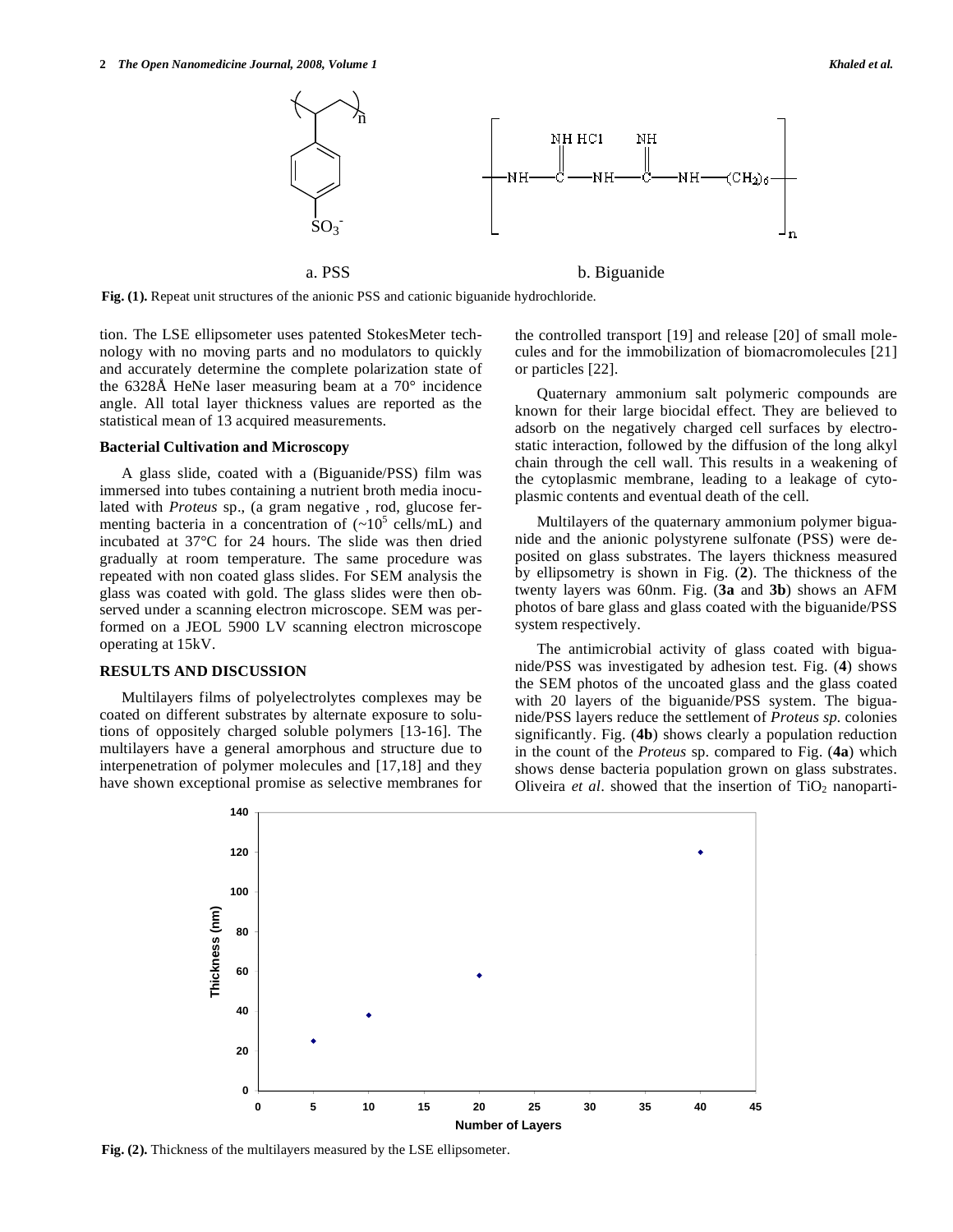a. PSS

b. Biguanide

**Fig. (1).** Repeat unit structures of the anionic PSS and cationic biguanide hydrochloride.

tion. The LSE ellipsometer uses patented StokesMeter technology with no moving parts and no modulators to quickly and accurately determine the complete polarization state of the 6328Å HeNe laser measuring beam at a 70° incidence angle. All total layer thickness values are reported as the statistical mean of 13 acquired measurements.

### Bacterial Cultivation and Microscopy

A glass slide, coated with a (Biguanide/PSS) film was immersed into tubes containing a nutrient broth media inoculated with *Proteus* sp., (a gram negative , rod, glucose fermenting bacteria in a concentration of (~$10^5$ cells/mL) and incubated at 37°C for 24 hours. The slide was then dried gradually at room temperature. The same procedure was repeated with non coated glass slides. For SEM analysis the glass was coated with gold. The glass slides were then observed under a scanning electron microscope. SEM was performed on a JEOL 5900 LV scanning electron microscope operating at 15kV.

## RESULTS AND DISCUSSION

Multilayers films of polyelectrolytes complexes may be coated on different substrates by alternate exposure to solutions of oppositely charged soluble polymers [13-16]. The multilayers have a general amorphous and structure due to interpenetration of polymer molecules and [17,18] and they have shown exceptional promise as selective membranes for the controlled transport [19] and release [20] of small molecules and for the immobilization of biomacromolecules [21] or particles [22].

Quaternary ammonium salt polymeric compounds are known for their large biocidal effect. They are believed to adsorb on the negatively charged cell surfaces by electrostatic interaction, followed by the diffusion of the long alkyl chain through the cell wall. This results in a weakening of the cytoplasmic membrane, leading to a leakage of cytoplasmic contents and eventual death of the cell.

Multilayers of the quaternary ammonium polymer biguanide and the anionic polystyrene sulfonate (PSS) were deposited on glass substrates. The layers thickness measured by ellipsometry is shown in Fig. (**2**). The thickness of the twenty layers was 60nm. Fig. (**3a** and **3b**) shows an AFM photos of bare glass and glass coated with the biguanide/PSS system respectively.

The antimicrobial activity of glass coated with biguanide/PSS was investigated by adhesion test. Fig. (**4**) shows the SEM photos of the uncoated glass and the glass coated with 20 layers of the biguanide/PSS system. The biguanide/PSS layers reduce the settlement of *Proteus sp.* colonies significantly. Fig. (**4b**) shows clearly a population reduction in the count of the *Proteus* sp. compared to Fig. (**4a**) which shows dense bacteria population grown on glass substrates. Oliveira *et al*. showed that the insertion of $TiO_2$ nanoparti-

**Fig. (2).** Thickness of the multilayers measured by the LSE ellipsometer.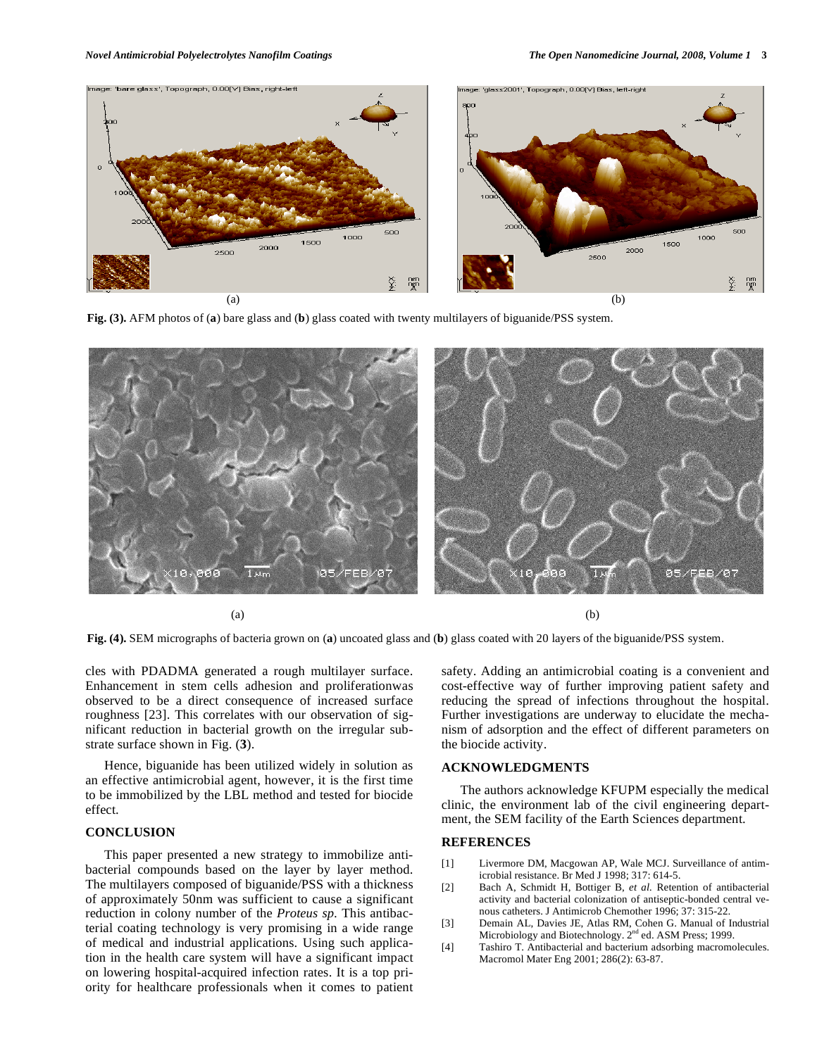Fig. (3). AFM photos of (a) bare glass and (b) glass coated with twenty multilayers of biguanide/PSS system.

Fig. (4). SEM micrographs of bacteria grown on (a) uncoated glass and (b) glass coated with 20 layers of the biguanide/PSS system.

cles with PDADMA generated a rough multilayer surface. Enhancement in stem cells adhesion and proliferationwas observed to be a direct consequence of increased surface roughness [23]. This correlates with our observation of significant reduction in bacterial growth on the irregular substrate surface shown in Fig. (**3**).

Hence, biguanide has been utilized widely in solution as an effective antimicrobial agent, however, it is the first time to be immobilized by the LBL method and tested for biocide effect.

## CONCLUSION

This paper presented a new strategy to immobilize antibacterial compounds based on the layer by layer method. The multilayers composed of biguanide/PSS with a thickness of approximately 50nm was sufficient to cause a significant reduction in colony number of the *Proteus sp.* This antibacterial coating technology is very promising in a wide range of medical and industrial applications. Using such application in the health care system will have a significant impact on lowering hospital-acquired infection rates. It is a top priority for healthcare professionals when it comes to patient safety. Adding an antimicrobial coating is a convenient and cost-effective way of further improving patient safety and reducing the spread of infections throughout the hospital. Further investigations are underway to elucidate the mechanism of adsorption and the effect of different parameters on the biocide activity.

## ACKNOWLEDGMENTS

The authors acknowledge KFUPM especially the medical clinic, the environment lab of the civil engineering department, the SEM facility of the Earth Sciences department.

## REFERENCES

[1] Livermore DM, Macgowan AP, Wale MCJ. Surveillance of antimicrobial resistance. Br Med J 1998; 317: 614-5.

[2] Bach A, Schmidt H, Bottiger B, *et al.* Retention of antibacterial activity and bacterial colonization of antiseptic-bonded central venous catheters. J Antimicrob Chemother 1996; 37: 315-22.

[3] Demain AL, Davies JE, Atlas RM, Cohen G. Manual of Industrial Microbiology and Biotechnology. 2nd ed. ASM Press; 1999.

[4] Tashiro T. Antibacterial and bacterium adsorbing macromolecules. Macromol Mater Eng 2001; 286(2): 63-87.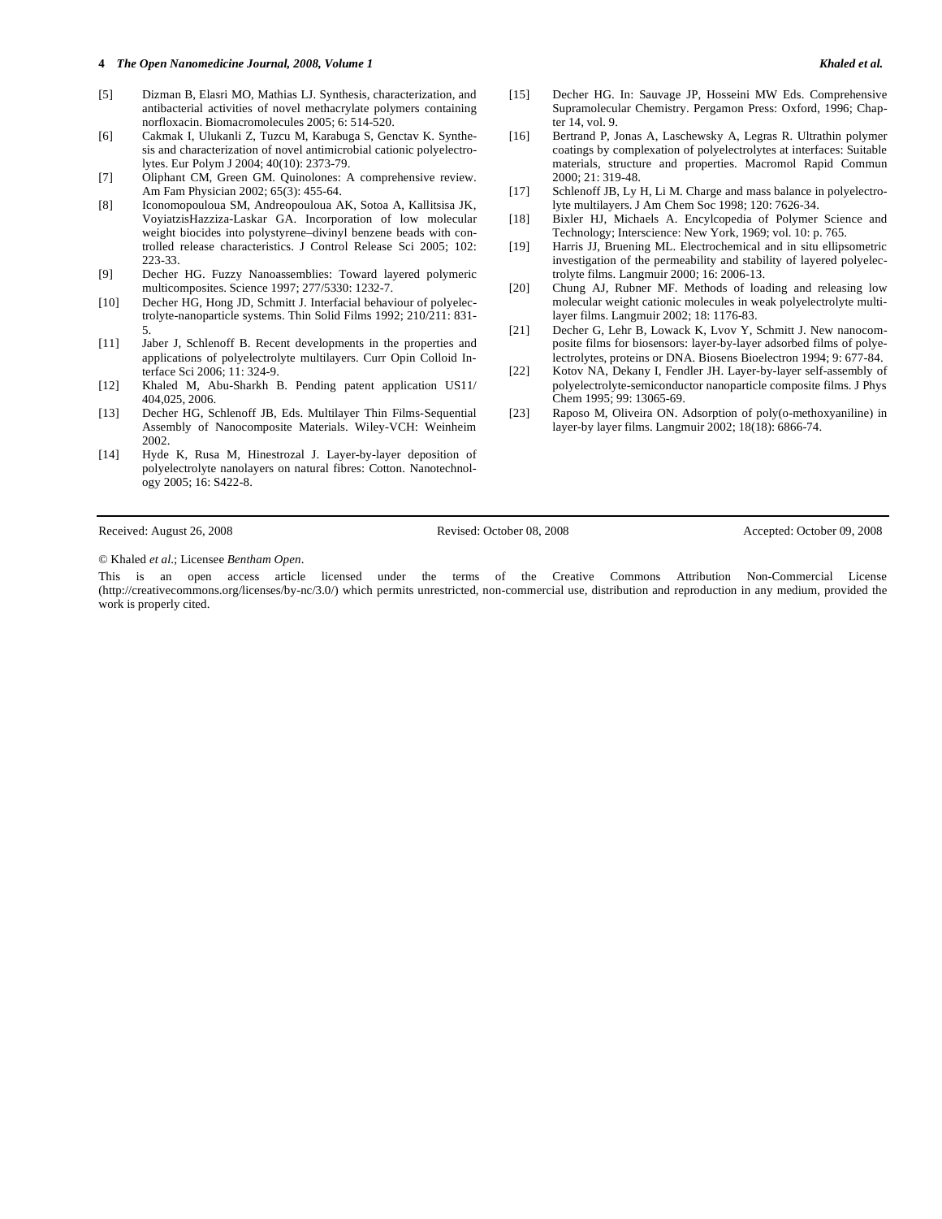[5] Dizman B, Elasri MO, Mathias LJ. Synthesis, characterization, and antibacterial activities of novel methacrylate polymers containing norfloxacin. Biomacromolecules 2005; 6: 514-520.

[6] Cakmak I, Ulukanli Z, Tuzcu M, Karabuga S, Genctav K. Synthesis and characterization of novel antimicrobial cationic polyelectrolytes. Eur Polym J 2004; 40(10): 2373-79.

[7] Oliphant CM, Green GM. Quinolones: A comprehensive review. Am Fam Physician 2002; 65(3): 455-64.

[8] Iconomopouloua SM, Andreopouloua AK, Sotoa A, Kallitsisa JK, VoyiatzisHazziza-Laskar GA. Incorporation of low molecular weight biocides into polystyrene–divinyl benzene beads with controlled release characteristics. J Control Release Sci 2005; 102: 223-33.

[9] Decher HG. Fuzzy Nanoassemblies: Toward layered polymeric multicomposites. Science 1997; 277/5330: 1232-7.

[10] Decher HG, Hong JD, Schmitt J. Interfacial behaviour of polyelectrolyte-nanoparticle systems. Thin Solid Films 1992; 210/211: 831-5.

[11] Jaber J, Schlenoff B. Recent developments in the properties and applications of polyelectrolyte multilayers. Curr Opin Colloid Interface Sci 2006; 11: 324-9.

[12] Khaled M, Abu-Sharkh B. Pending patent application US11/404,025, 2006.

[13] Decher HG, Schlenoff JB, Eds. Multilayer Thin Films-Sequential Assembly of Nanocomposite Materials. Wiley-VCH: Weinheim 2002.

[14] Hyde K, Rusa M, Hinestrozal J. Layer-by-layer deposition of polyelectrolyte nanolayers on natural fibres: Cotton. Nanotechnology 2005; 16: S422-8.

[15] Decher HG. In: Sauvage JP, Hosseini MW Eds. Comprehensive Supramolecular Chemistry. Pergamon Press: Oxford, 1996; Chapter 14, vol. 9.

[16] Bertrand P, Jonas A, Laschewsky A, Legras R. Ultrathin polymer coatings by complexation of polyelectrolytes at interfaces: Suitable materials, structure and properties. Macromol Rapid Commun 2000; 21: 319-48.

[17] Schlenoff JB, Ly H, Li M. Charge and mass balance in polyelectrolyte multilayers. J Am Chem Soc 1998; 120: 7626-34.

[18] Bixler HJ, Michaels A. Encylcopedia of Polymer Science and Technology; Interscience: New York, 1969; vol. 10: p. 765.

[19] Harris JJ, Bruening ML. Electrochemical and in situ ellipsometric investigation of the permeability and stability of layered polyelectrolyte films. Langmuir 2000; 16: 2006-13.

[20] Chung AJ, Rubner MF. Methods of loading and releasing low molecular weight cationic molecules in weak polyelectrolyte multilayer films. Langmuir 2002; 18: 1176-83.

[21] Decher G, Lehr B, Lowack K, Lvov Y, Schmitt J. New nanocomposite films for biosensors: layer-by-layer adsorbed films of polyelectrolytes, proteins or DNA. Biosens Bioelectron 1994; 9: 677-84.

[22] Kotov NA, Dekany I, Fendler JH. Layer-by-layer self-assembly of polyelectrolyte-semiconductor nanoparticle composite films. J Phys Chem 1995; 99: 13065-69.

[23] Raposo M, Oliveira ON. Adsorption of poly(o-methoxyaniline) in layer-by layer films. Langmuir 2002; 18(18): 6866-74.

---

Received: August 26, 2008 Revised: October 08, 2008 Accepted: October 09, 2008

© Khaled *et al*.; Licensee *Bentham Open*.

This is an open access article licensed under the terms of the Creative Commons Attribution Non-Commercial License (http://creativecommons.org/licenses/by-nc/3.0/) which permits unrestricted, non-commercial use, distribution and reproduction in any medium, provided the work is properly cited.